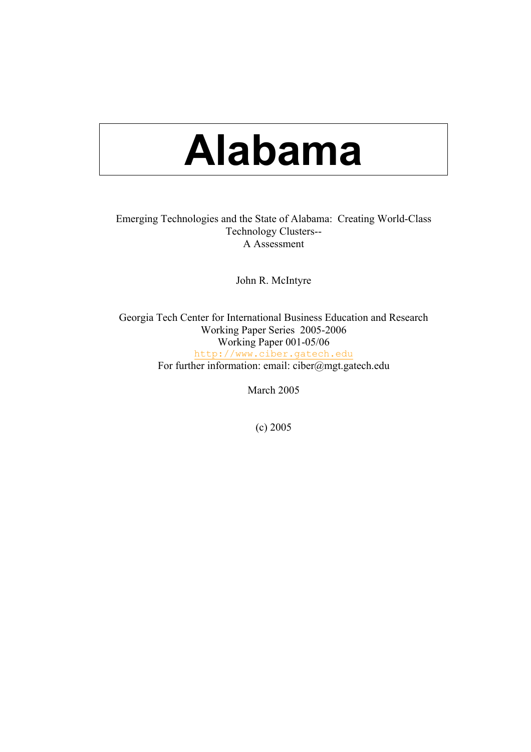# Alabama

Emerging Technologies and the State of Alabama: Creating World-Class Technology Clusters--
A Assessment

John R. McIntyre

Georgia Tech Center for International Business Education and Research
Working Paper Series 2005-2006
Working Paper 001-05/06
http://www.ciber.gatech.edu
For further information: email: ciber@mgt.gatech.edu

March 2005

(c) 2005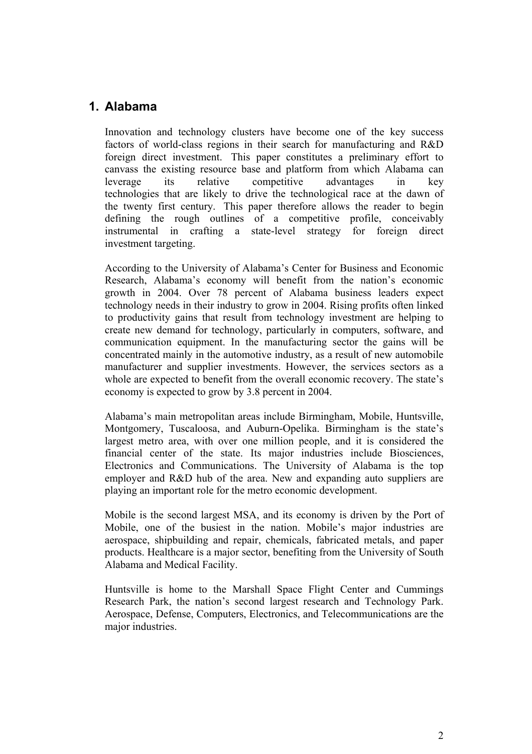## 1. Alabama

Innovation and technology clusters have become one of the key success factors of world-class regions in their search for manufacturing and R&D foreign direct investment. This paper constitutes a preliminary effort to canvass the existing resource base and platform from which Alabama can leverage its relative competitive advantages in key technologies that are likely to drive the technological race at the dawn of the twenty first century. This paper therefore allows the reader to begin defining the rough outlines of a competitive profile, conceivably instrumental in crafting a state-level strategy for foreign direct investment targeting.

According to the University of Alabama's Center for Business and Economic Research, Alabama's economy will benefit from the nation's economic growth in 2004. Over 78 percent of Alabama business leaders expect technology needs in their industry to grow in 2004. Rising profits often linked to productivity gains that result from technology investment are helping to create new demand for technology, particularly in computers, software, and communication equipment. In the manufacturing sector the gains will be concentrated mainly in the automotive industry, as a result of new automobile manufacturer and supplier investments. However, the services sectors as a whole are expected to benefit from the overall economic recovery. The state's economy is expected to grow by 3.8 percent in 2004.

Alabama's main metropolitan areas include Birmingham, Mobile, Huntsville, Montgomery, Tuscaloosa, and Auburn-Opelika. Birmingham is the state's largest metro area, with over one million people, and it is considered the financial center of the state. Its major industries include Biosciences, Electronics and Communications. The University of Alabama is the top employer and R&D hub of the area. New and expanding auto suppliers are playing an important role for the metro economic development.

Mobile is the second largest MSA, and its economy is driven by the Port of Mobile, one of the busiest in the nation. Mobile's major industries are aerospace, shipbuilding and repair, chemicals, fabricated metals, and paper products. Healthcare is a major sector, benefiting from the University of South Alabama and Medical Facility.

Huntsville is home to the Marshall Space Flight Center and Cummings Research Park, the nation's second largest research and Technology Park. Aerospace, Defense, Computers, Electronics, and Telecommunications are the major industries.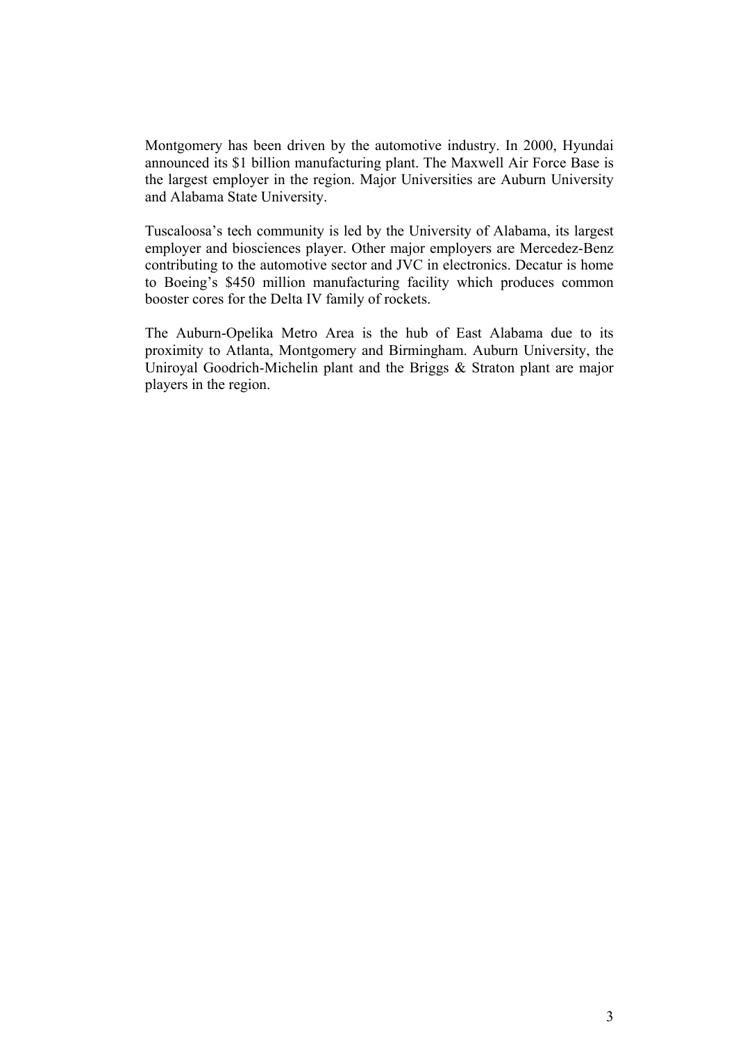Montgomery has been driven by the automotive industry. In 2000, Hyundai announced its $1 billion manufacturing plant. The Maxwell Air Force Base is the largest employer in the region. Major Universities are Auburn University and Alabama State University.

Tuscaloosa's tech community is led by the University of Alabama, its largest employer and biosciences player. Other major employers are Mercedez-Benz contributing to the automotive sector and JVC in electronics. Decatur is home to Boeing's $450 million manufacturing facility which produces common booster cores for the Delta IV family of rockets.

The Auburn-Opelika Metro Area is the hub of East Alabama due to its proximity to Atlanta, Montgomery and Birmingham. Auburn University, the Uniroyal Goodrich-Michelin plant and the Briggs & Straton plant are major players in the region.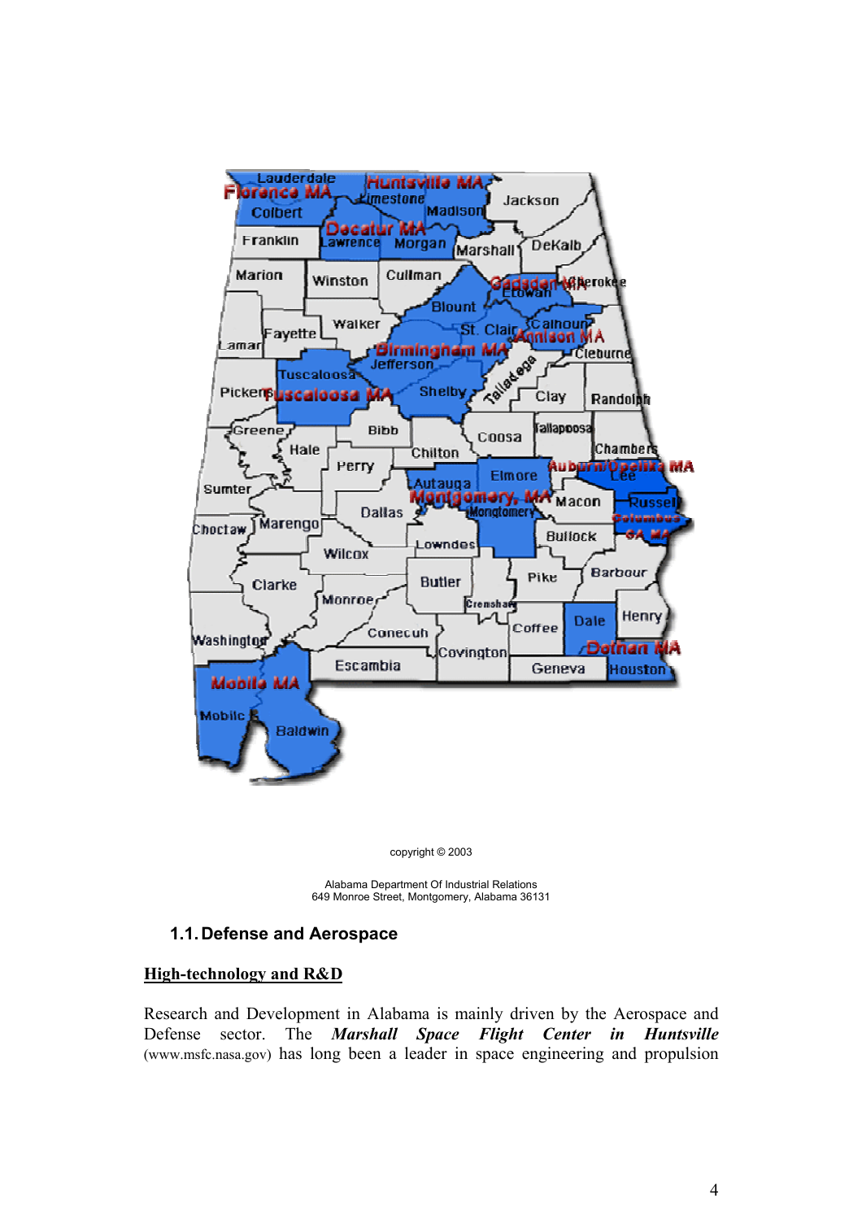copyright © 2003

Alabama Department Of Industrial Relations
649 Monroe Street, Montgomery, Alabama 36131

## 1.1. Defense and Aerospace

**High-technology and R&D**

Research and Development in Alabama is mainly driven by the Aerospace and Defense sector. The ***Marshall Space Flight Center in Huntsville*** (www.msfc.nasa.gov) has long been a leader in space engineering and propulsion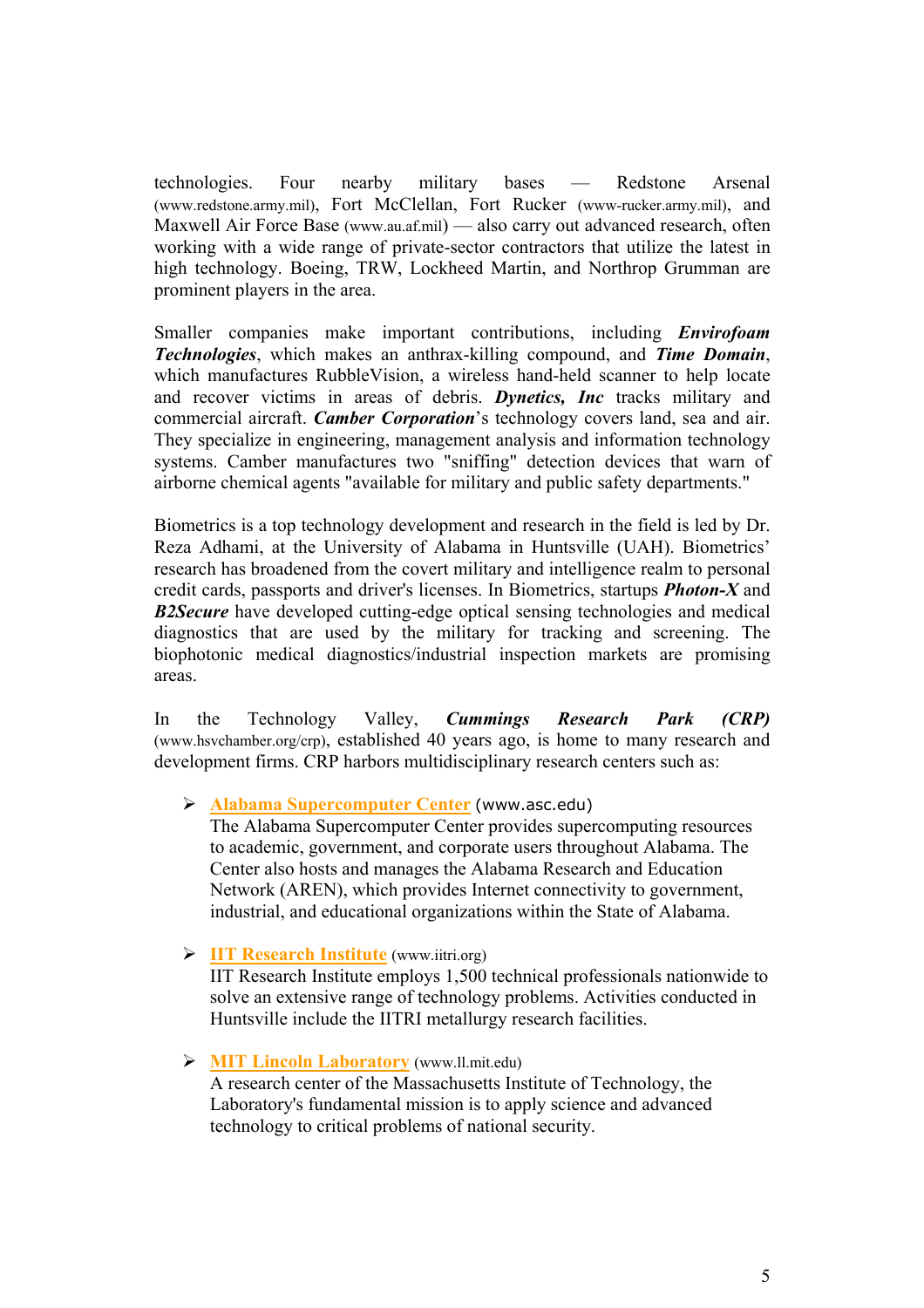technologies. Four nearby military bases — Redstone Arsenal (www.redstone.army.mil), Fort McClellan, Fort Rucker (www-rucker.army.mil), and Maxwell Air Force Base (www.au.af.mil) — also carry out advanced research, often working with a wide range of private-sector contractors that utilize the latest in high technology. Boeing, TRW, Lockheed Martin, and Northrop Grumman are prominent players in the area.

Smaller companies make important contributions, including ***Envirofoam Technologies***, which makes an anthrax-killing compound, and ***Time Domain***, which manufactures RubbleVision, a wireless hand-held scanner to help locate and recover victims in areas of debris. ***Dynetics, Inc*** tracks military and commercial aircraft. ***Camber Corporation***'s technology covers land, sea and air. They specialize in engineering, management analysis and information technology systems. Camber manufactures two "sniffing" detection devices that warn of airborne chemical agents "available for military and public safety departments."

Biometrics is a top technology development and research in the field is led by Dr. Reza Adhami, at the University of Alabama in Huntsville (UAH). Biometrics' research has broadened from the covert military and intelligence realm to personal credit cards, passports and driver's licenses. In Biometrics, startups ***Photon-X*** and ***B2Secure*** have developed cutting-edge optical sensing technologies and medical diagnostics that are used by the military for tracking and screening. The biophotonic medical diagnostics/industrial inspection markets are promising areas.

In the Technology Valley, ***Cummings Research Park (CRP)*** (www.hsvchamber.org/crp), established 40 years ago, is home to many research and development firms. CRP harbors multidisciplinary research centers such as:

- Alabama Supercomputer Center (www.asc.edu)
  The Alabama Supercomputer Center provides supercomputing resources to academic, government, and corporate users throughout Alabama. The Center also hosts and manages the Alabama Research and Education Network (AREN), which provides Internet connectivity to government, industrial, and educational organizations within the State of Alabama.

- IIT Research Institute (www.iitri.org)
  IIT Research Institute employs 1,500 technical professionals nationwide to solve an extensive range of technology problems. Activities conducted in Huntsville include the IITRI metallurgy research facilities.

- MIT Lincoln Laboratory (www.ll.mit.edu)
  A research center of the Massachusetts Institute of Technology, the Laboratory's fundamental mission is to apply science and advanced technology to critical problems of national security.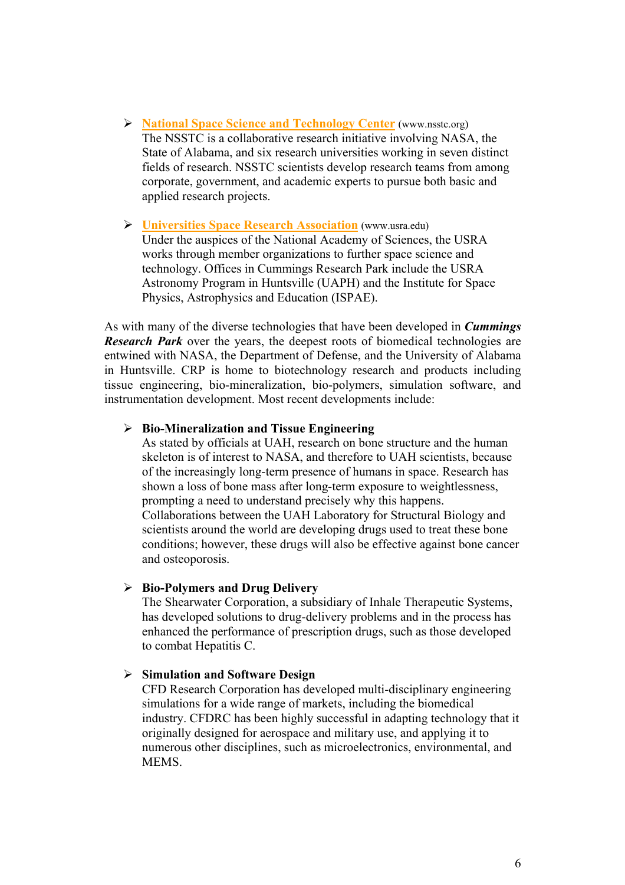- **National Space Science and Technology Center** (www.nsstc.org)
  The NSSTC is a collaborative research initiative involving NASA, the State of Alabama, and six research universities working in seven distinct fields of research. NSSTC scientists develop research teams from among corporate, government, and academic experts to pursue both basic and applied research projects.

- **Universities Space Research Association** (www.usra.edu)
  Under the auspices of the National Academy of Sciences, the USRA works through member organizations to further space science and technology. Offices in Cummings Research Park include the USRA Astronomy Program in Huntsville (UAPH) and the Institute for Space Physics, Astrophysics and Education (ISPAE).

As with many of the diverse technologies that have been developed in ***Cummings Research Park*** over the years, the deepest roots of biomedical technologies are entwined with NASA, the Department of Defense, and the University of Alabama in Huntsville. CRP is home to biotechnology research and products including tissue engineering, bio-mineralization, bio-polymers, simulation software, and instrumentation development. Most recent developments include:

- **Bio-Mineralization and Tissue Engineering**
  As stated by officials at UAH, research on bone structure and the human skeleton is of interest to NASA, and therefore to UAH scientists, because of the increasingly long-term presence of humans in space. Research has shown a loss of bone mass after long-term exposure to weightlessness, prompting a need to understand precisely why this happens. Collaborations between the UAH Laboratory for Structural Biology and scientists around the world are developing drugs used to treat these bone conditions; however, these drugs will also be effective against bone cancer and osteoporosis.

- **Bio-Polymers and Drug Delivery**
  The Shearwater Corporation, a subsidiary of Inhale Therapeutic Systems, has developed solutions to drug-delivery problems and in the process has enhanced the performance of prescription drugs, such as those developed to combat Hepatitis C.

- **Simulation and Software Design**
  CFD Research Corporation has developed multi-disciplinary engineering simulations for a wide range of markets, including the biomedical industry. CFDRC has been highly successful in adapting technology that it originally designed for aerospace and military use, and applying it to numerous other disciplines, such as microelectronics, environmental, and MEMS.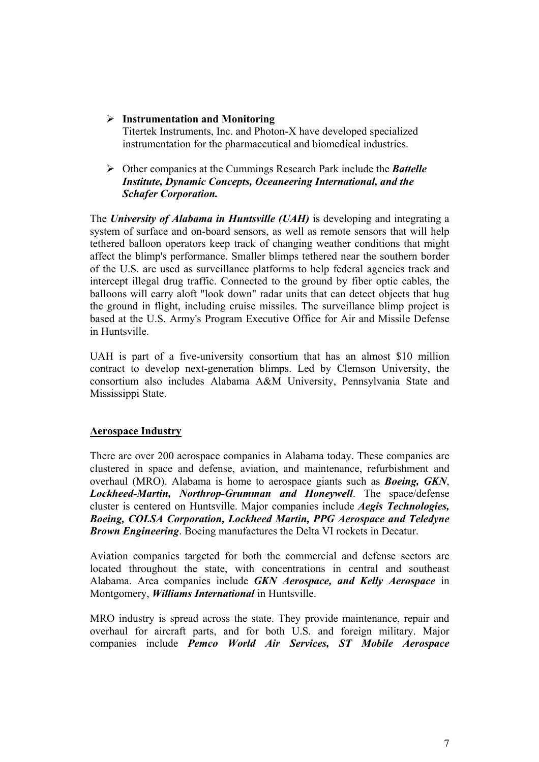- **Instrumentation and Monitoring**
  Titertek Instruments, Inc. and Photon-X have developed specialized instrumentation for the pharmaceutical and biomedical industries.

- Other companies at the Cummings Research Park include the ***Battelle Institute, Dynamic Concepts, Oceaneering International, and the Schafer Corporation.***

The ***University of Alabama in Huntsville (UAH)*** is developing and integrating a system of surface and on-board sensors, as well as remote sensors that will help tethered balloon operators keep track of changing weather conditions that might affect the blimp's performance. Smaller blimps tethered near the southern border of the U.S. are used as surveillance platforms to help federal agencies track and intercept illegal drug traffic. Connected to the ground by fiber optic cables, the balloons will carry aloft "look down" radar units that can detect objects that hug the ground in flight, including cruise missiles. The surveillance blimp project is based at the U.S. Army's Program Executive Office for Air and Missile Defense in Huntsville.

UAH is part of a five-university consortium that has an almost $10 million contract to develop next-generation blimps. Led by Clemson University, the consortium also includes Alabama A&M University, Pennsylvania State and Mississippi State.

**Aerospace Industry**

There are over 200 aerospace companies in Alabama today. These companies are clustered in space and defense, aviation, and maintenance, refurbishment and overhaul (MRO). Alabama is home to aerospace giants such as ***Boeing, GKN***, ***Lockheed-Martin, Northrop-Grumman and Honeywell***. The space/defense cluster is centered on Huntsville. Major companies include ***Aegis Technologies, Boeing, COLSA Corporation, Lockheed Martin, PPG Aerospace and Teledyne Brown Engineering***. Boeing manufactures the Delta VI rockets in Decatur.

Aviation companies targeted for both the commercial and defense sectors are located throughout the state, with concentrations in central and southeast Alabama. Area companies include ***GKN Aerospace, and Kelly Aerospace*** in Montgomery, ***Williams International*** in Huntsville.

MRO industry is spread across the state. They provide maintenance, repair and overhaul for aircraft parts, and for both U.S. and foreign military. Major companies include ***Pemco World Air Services, ST Mobile Aerospace***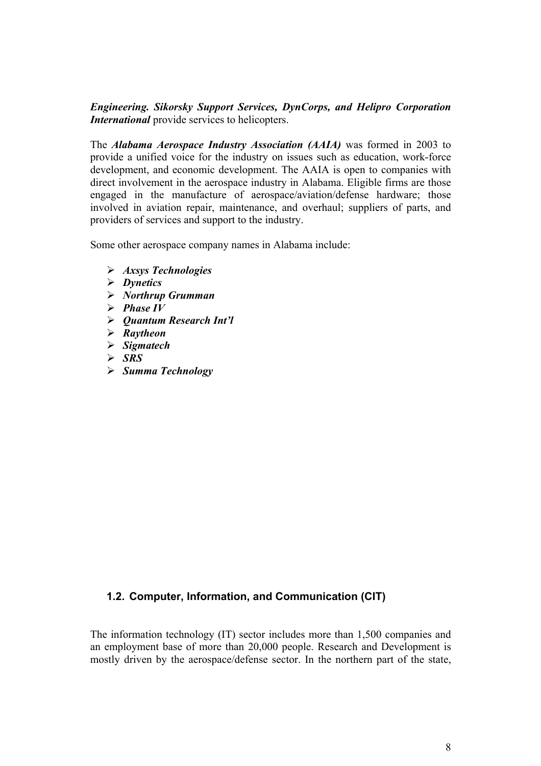***Engineering. Sikorsky Support Services, DynCorps, and Helipro Corporation International*** provide services to helicopters.

The ***Alabama Aerospace Industry Association (AAIA)*** was formed in 2003 to provide a unified voice for the industry on issues such as education, work-force development, and economic development. The AAIA is open to companies with direct involvement in the aerospace industry in Alabama. Eligible firms are those engaged in the manufacture of aerospace/aviation/defense hardware; those involved in aviation repair, maintenance, and overhaul; suppliers of parts, and providers of services and support to the industry.

Some other aerospace company names in Alabama include:

- ***Axsys Technologies***
- ***Dynetics***
- ***Northrup Grumman***
- ***Phase IV***
- ***Quantum Research Int'l***
- ***Raytheon***
- ***Sigmatech***
- ***SRS***
- ***Summa Technology***

### 1.2. Computer, Information, and Communication (CIT)

The information technology (IT) sector includes more than 1,500 companies and an employment base of more than 20,000 people. Research and Development is mostly driven by the aerospace/defense sector. In the northern part of the state,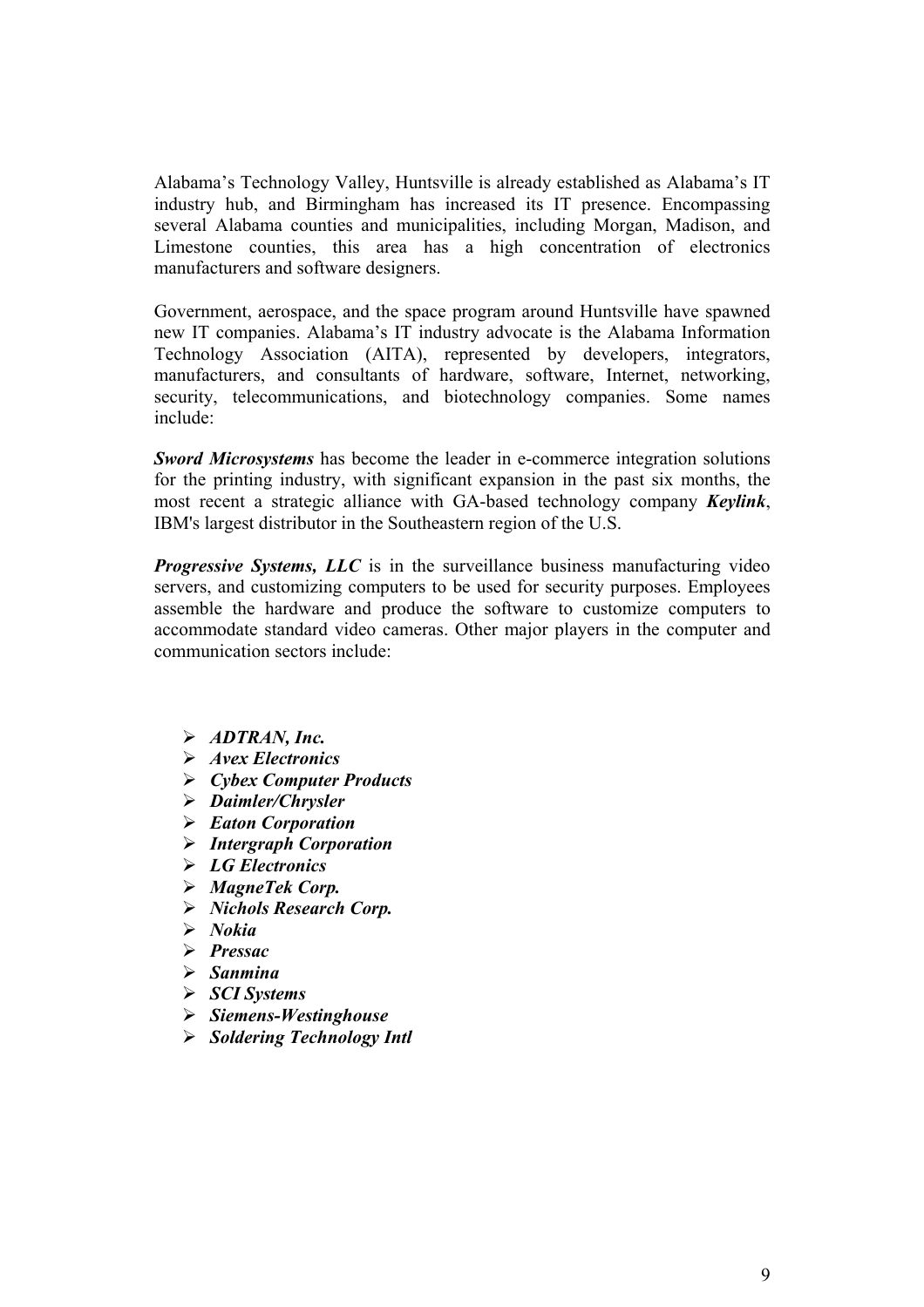Alabama's Technology Valley, Huntsville is already established as Alabama's IT industry hub, and Birmingham has increased its IT presence. Encompassing several Alabama counties and municipalities, including Morgan, Madison, and Limestone counties, this area has a high concentration of electronics manufacturers and software designers.

Government, aerospace, and the space program around Huntsville have spawned new IT companies. Alabama's IT industry advocate is the Alabama Information Technology Association (AITA), represented by developers, integrators, manufacturers, and consultants of hardware, software, Internet, networking, security, telecommunications, and biotechnology companies. Some names include:

***Sword Microsystems*** has become the leader in e-commerce integration solutions for the printing industry, with significant expansion in the past six months, the most recent a strategic alliance with GA-based technology company ***Keylink***, IBM's largest distributor in the Southeastern region of the U.S.

***Progressive Systems, LLC*** is in the surveillance business manufacturing video servers, and customizing computers to be used for security purposes. Employees assemble the hardware and produce the software to customize computers to accommodate standard video cameras. Other major players in the computer and communication sectors include:

- ***ADTRAN, Inc.***
- ***Avex Electronics***
- ***Cybex Computer Products***
- ***Daimler/Chrysler***
- ***Eaton Corporation***
- ***Intergraph Corporation***
- ***LG Electronics***
- ***MagneTek Corp.***
- ***Nichols Research Corp.***
- ***Nokia***
- ***Pressac***
- ***Sanmina***
- ***SCI Systems***
- ***Siemens-Westinghouse***
- ***Soldering Technology Intl***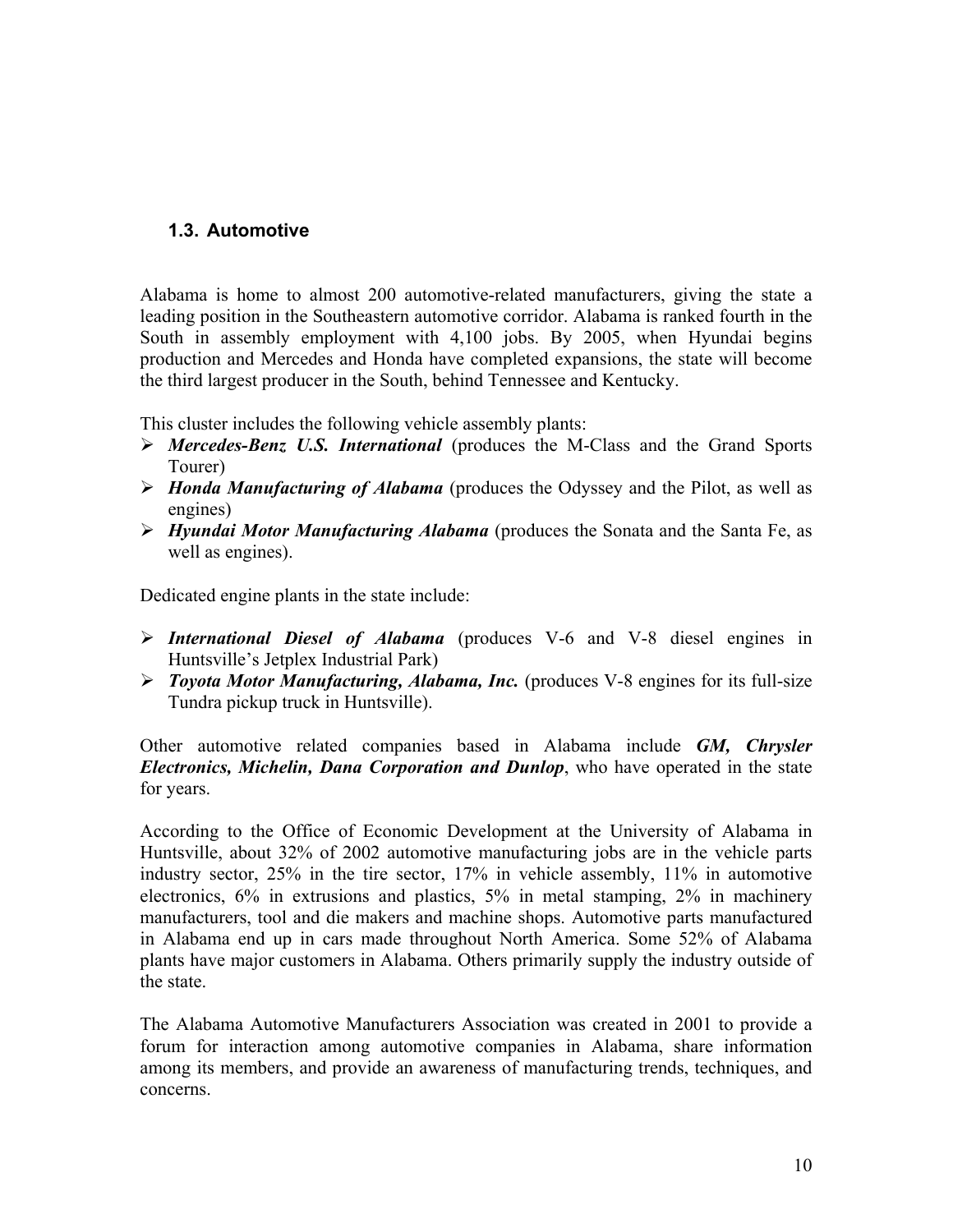## 1.3. Automotive

Alabama is home to almost 200 automotive-related manufacturers, giving the state a leading position in the Southeastern automotive corridor. Alabama is ranked fourth in the South in assembly employment with 4,100 jobs. By 2005, when Hyundai begins production and Mercedes and Honda have completed expansions, the state will become the third largest producer in the South, behind Tennessee and Kentucky.

This cluster includes the following vehicle assembly plants:

- ***Mercedes-Benz U.S. International*** (produces the M-Class and the Grand Sports Tourer)
- ***Honda Manufacturing of Alabama*** (produces the Odyssey and the Pilot, as well as engines)
- ***Hyundai Motor Manufacturing Alabama*** (produces the Sonata and the Santa Fe, as well as engines).

Dedicated engine plants in the state include:

- ***International Diesel of Alabama*** (produces V-6 and V-8 diesel engines in Huntsville's Jetplex Industrial Park)
- ***Toyota Motor Manufacturing, Alabama, Inc.*** (produces V-8 engines for its full-size Tundra pickup truck in Huntsville).

Other automotive related companies based in Alabama include ***GM, Chrysler Electronics, Michelin, Dana Corporation and Dunlop***, who have operated in the state for years.

According to the Office of Economic Development at the University of Alabama in Huntsville, about 32% of 2002 automotive manufacturing jobs are in the vehicle parts industry sector, 25% in the tire sector, 17% in vehicle assembly, 11% in automotive electronics, 6% in extrusions and plastics, 5% in metal stamping, 2% in machinery manufacturers, tool and die makers and machine shops. Automotive parts manufactured in Alabama end up in cars made throughout North America. Some 52% of Alabama plants have major customers in Alabama. Others primarily supply the industry outside of the state.

The Alabama Automotive Manufacturers Association was created in 2001 to provide a forum for interaction among automotive companies in Alabama, share information among its members, and provide an awareness of manufacturing trends, techniques, and concerns.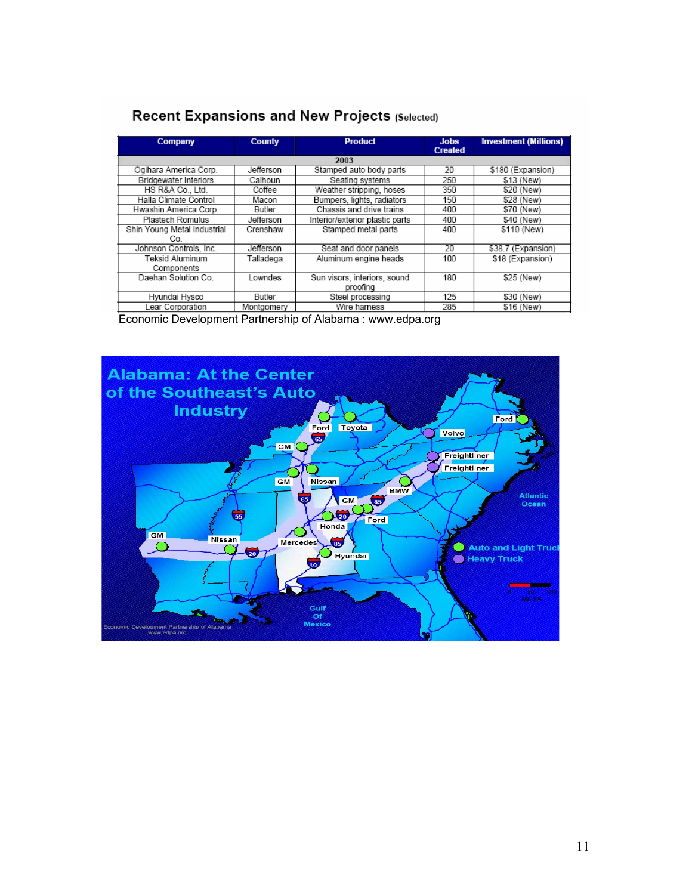## Recent Expansions and New Projects (Selected)

| Company | County | Product | Jobs Created | Investment (Millions) |
|---|---|---|---|---|
| 2003 | | | | |
| Ogihara America Corp. | Jefferson | Stamped auto body parts | 20 | $180 (Expansion) |
| Bridgewater Interiors | Calhoun | Seating systems | 250 | $13 (New) |
| HS R&A Co., Ltd. | Coffee | Weather stripping, hoses | 350 | $20 (New) |
| Halla Climate Control | Macon | Bumpers, lights, radiators | 150 | $28 (New) |
| Hwashin America Corp. | Butler | Chassis and drive trains | 400 | $70 (New) |
| Plastech Romulus | Jefferson | Interior/exterior plastic parts | 400 | $40 (New) |
| Shin Young Metal Industrial Co. | Crenshaw | Stamped metal parts | 400 | $110 (New) |
| Johnson Controls, Inc. | Jefferson | Seat and door panels | 20 | $38.7 (Expansion) |
| Teksid Aluminum Components | Talladega | Aluminum engine heads | 100 | $18 (Expansion) |
| Daehan Solution Co. | Lowndes | Sun visors, interiors, sound proofing | 180 | $25 (New) |
| Hyundai Hysco | Butler | Steel processing | 125 | $30 (New) |
| Lear Corporation | Montgomery | Wire harness | 285 | $16 (New) |

Economic Development Partnership of Alabama : www.edpa.org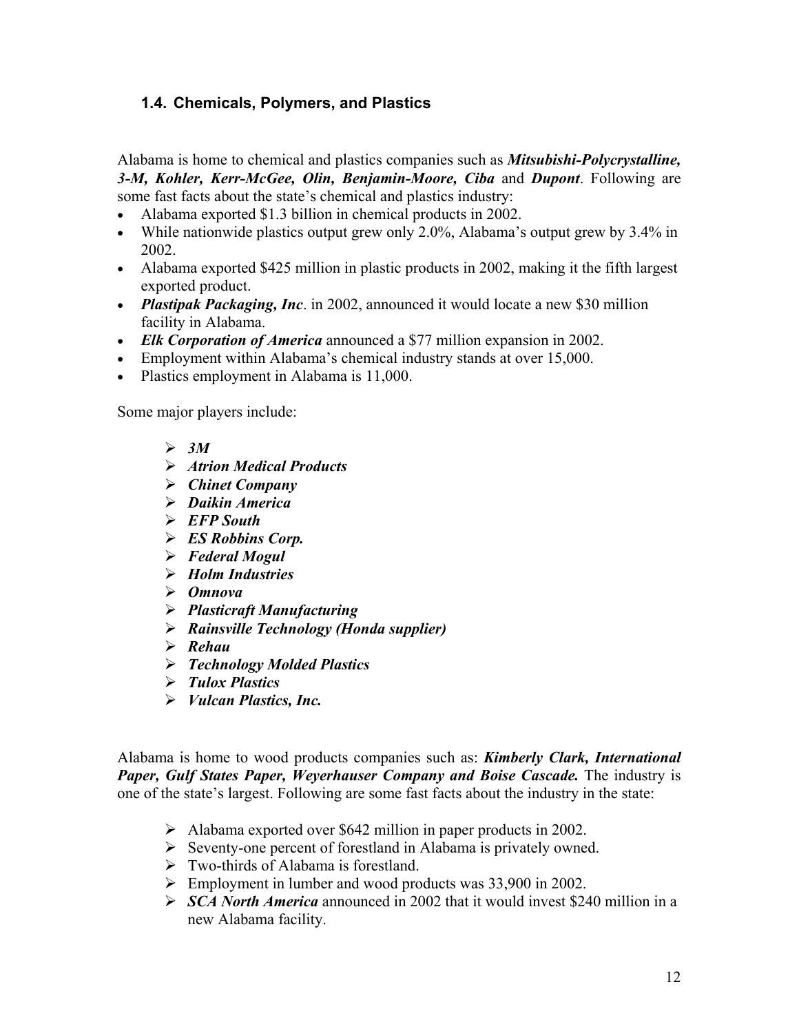## 1.4. Chemicals, Polymers, and Plastics

Alabama is home to chemical and plastics companies such as ***Mitsubishi-Polycrystalline, 3-M, Kohler, Kerr-McGee, Olin, Benjamin-Moore, Ciba*** and ***Dupont***. Following are some fast facts about the state's chemical and plastics industry:

- Alabama exported $1.3 billion in chemical products in 2002.
- While nationwide plastics output grew only 2.0%, Alabama's output grew by 3.4% in 2002.
- Alabama exported $425 million in plastic products in 2002, making it the fifth largest exported product.
- ***Plastipak Packaging, Inc***. in 2002, announced it would locate a new $30 million facility in Alabama.
- ***Elk Corporation of America*** announced a $77 million expansion in 2002.
- Employment within Alabama's chemical industry stands at over 15,000.
- Plastics employment in Alabama is 11,000.

Some major players include:

- ***3M***
- ***Atrion Medical Products***
- ***Chinet Company***
- ***Daikin America***
- ***EFP South***
- ***ES Robbins Corp.***
- ***Federal Mogul***
- ***Holm Industries***
- ***Omnova***
- ***Plasticraft Manufacturing***
- ***Rainsville Technology (Honda supplier)***
- ***Rehau***
- ***Technology Molded Plastics***
- ***Tulox Plastics***
- ***Vulcan Plastics, Inc.***

Alabama is home to wood products companies such as: ***Kimberly Clark, International Paper, Gulf States Paper, Weyerhauser Company and Boise Cascade.*** The industry is one of the state's largest. Following are some fast facts about the industry in the state:

- Alabama exported over $642 million in paper products in 2002.
- Seventy-one percent of forestland in Alabama is privately owned.
- Two-thirds of Alabama is forestland.
- Employment in lumber and wood products was 33,900 in 2002.
- ***SCA North America*** announced in 2002 that it would invest $240 million in a new Alabama facility.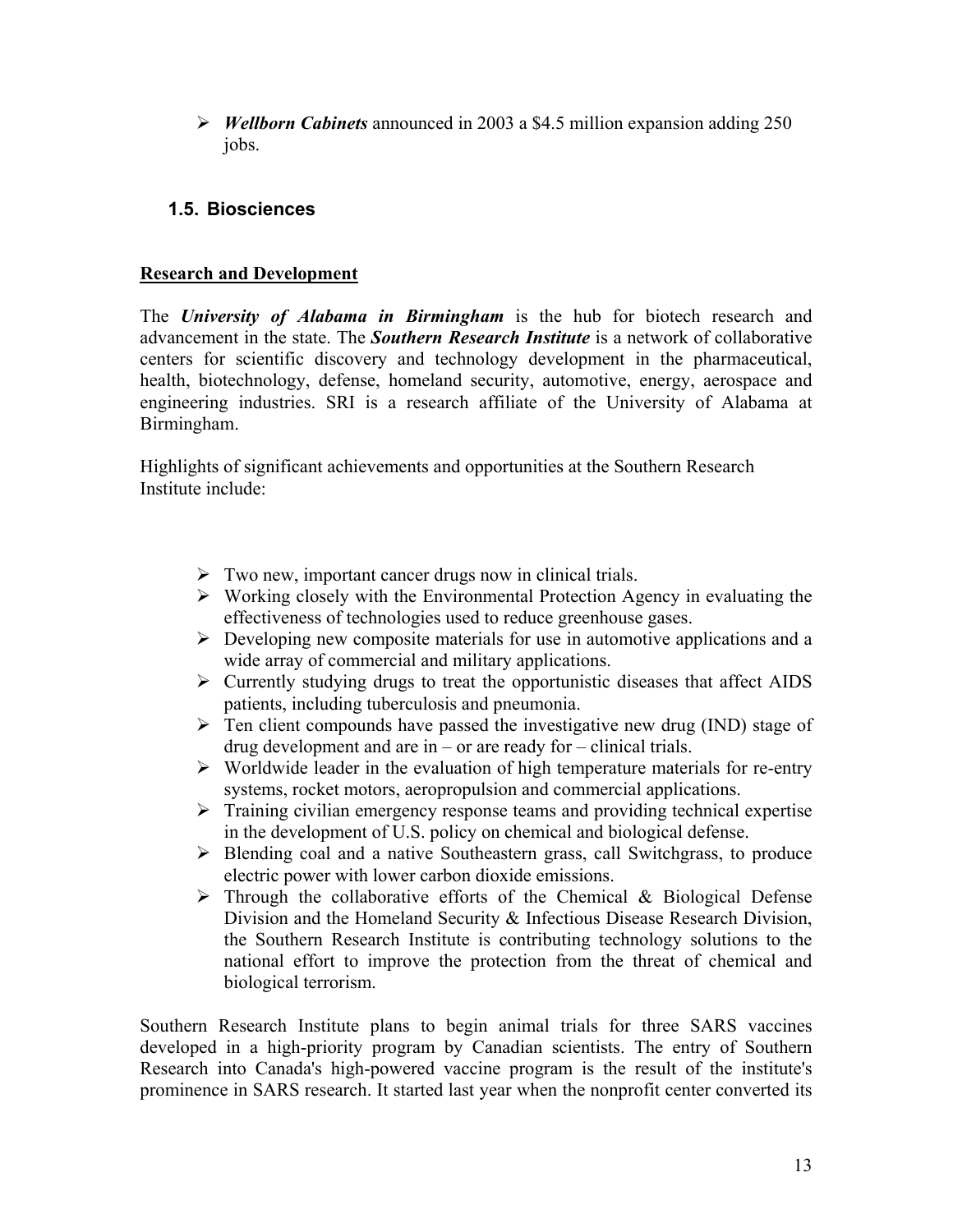- ***Wellborn Cabinets*** announced in 2003 a $4.5 million expansion adding 250 jobs.

## 1.5. Biosciences

**Research and Development**

The ***University of Alabama in Birmingham*** is the hub for biotech research and advancement in the state. The ***Southern Research Institute*** is a network of collaborative centers for scientific discovery and technology development in the pharmaceutical, health, biotechnology, defense, homeland security, automotive, energy, aerospace and engineering industries. SRI is a research affiliate of the University of Alabama at Birmingham.

Highlights of significant achievements and opportunities at the Southern Research Institute include:

- Two new, important cancer drugs now in clinical trials.
- Working closely with the Environmental Protection Agency in evaluating the effectiveness of technologies used to reduce greenhouse gases.
- Developing new composite materials for use in automotive applications and a wide array of commercial and military applications.
- Currently studying drugs to treat the opportunistic diseases that affect AIDS patients, including tuberculosis and pneumonia.
- Ten client compounds have passed the investigative new drug (IND) stage of drug development and are in – or are ready for – clinical trials.
- Worldwide leader in the evaluation of high temperature materials for re-entry systems, rocket motors, aeropropulsion and commercial applications.
- Training civilian emergency response teams and providing technical expertise in the development of U.S. policy on chemical and biological defense.
- Blending coal and a native Southeastern grass, call Switchgrass, to produce electric power with lower carbon dioxide emissions.
- Through the collaborative efforts of the Chemical & Biological Defense Division and the Homeland Security & Infectious Disease Research Division, the Southern Research Institute is contributing technology solutions to the national effort to improve the protection from the threat of chemical and biological terrorism.

Southern Research Institute plans to begin animal trials for three SARS vaccines developed in a high-priority program by Canadian scientists. The entry of Southern Research into Canada's high-powered vaccine program is the result of the institute's prominence in SARS research. It started last year when the nonprofit center converted its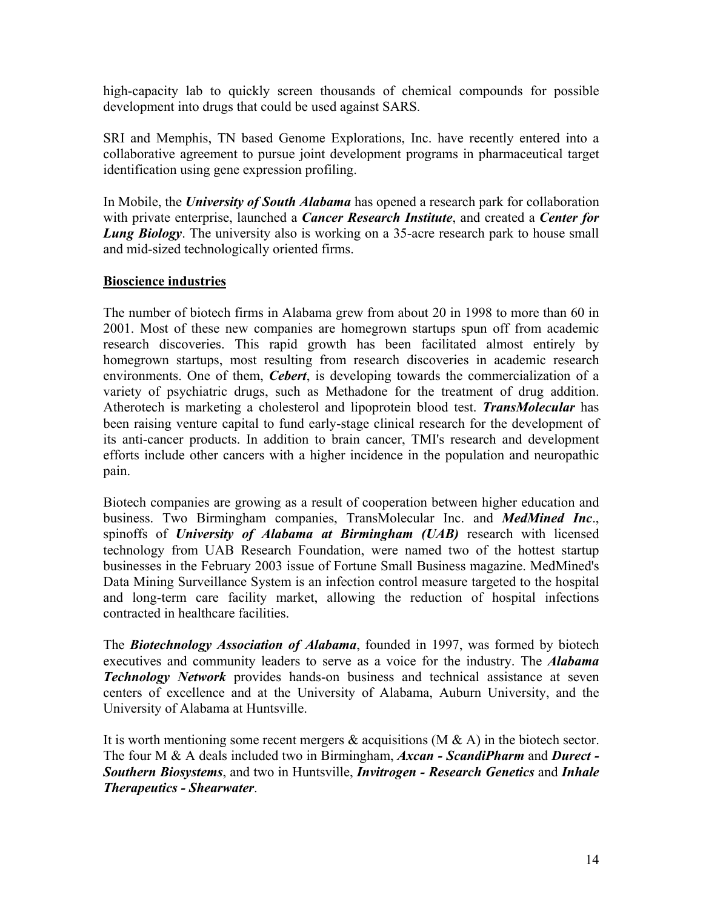high-capacity lab to quickly screen thousands of chemical compounds for possible development into drugs that could be used against SARS.

SRI and Memphis, TN based Genome Explorations, Inc. have recently entered into a collaborative agreement to pursue joint development programs in pharmaceutical target identification using gene expression profiling.

In Mobile, the ***University of South Alabama*** has opened a research park for collaboration with private enterprise, launched a ***Cancer Research Institute***, and created a ***Center for Lung Biology***. The university also is working on a 35-acre research park to house small and mid-sized technologically oriented firms.

<u>**Bioscience industries**</u>

The number of biotech firms in Alabama grew from about 20 in 1998 to more than 60 in 2001. Most of these new companies are homegrown startups spun off from academic research discoveries. This rapid growth has been facilitated almost entirely by homegrown startups, most resulting from research discoveries in academic research environments. One of them, ***Cebert***, is developing towards the commercialization of a variety of psychiatric drugs, such as Methadone for the treatment of drug addition. Atherotech is marketing a cholesterol and lipoprotein blood test. ***TransMolecular*** has been raising venture capital to fund early-stage clinical research for the development of its anti-cancer products. In addition to brain cancer, TMI's research and development efforts include other cancers with a higher incidence in the population and neuropathic pain.

Biotech companies are growing as a result of cooperation between higher education and business. Two Birmingham companies, TransMolecular Inc. and ***MedMined Inc***., spinoffs of ***University of Alabama at Birmingham (UAB)*** research with licensed technology from UAB Research Foundation, were named two of the hottest startup businesses in the February 2003 issue of Fortune Small Business magazine. MedMined's Data Mining Surveillance System is an infection control measure targeted to the hospital and long-term care facility market, allowing the reduction of hospital infections contracted in healthcare facilities.

The ***Biotechnology Association of Alabama***, founded in 1997, was formed by biotech executives and community leaders to serve as a voice for the industry. The ***Alabama Technology Network*** provides hands-on business and technical assistance at seven centers of excellence and at the University of Alabama, Auburn University, and the University of Alabama at Huntsville.

It is worth mentioning some recent mergers & acquisitions (M & A) in the biotech sector. The four M & A deals included two in Birmingham, ***Axcan - ScandiPharm*** and ***Durect - Southern Biosystems***, and two in Huntsville, ***Invitrogen - Research Genetics*** and ***Inhale Therapeutics - Shearwater***.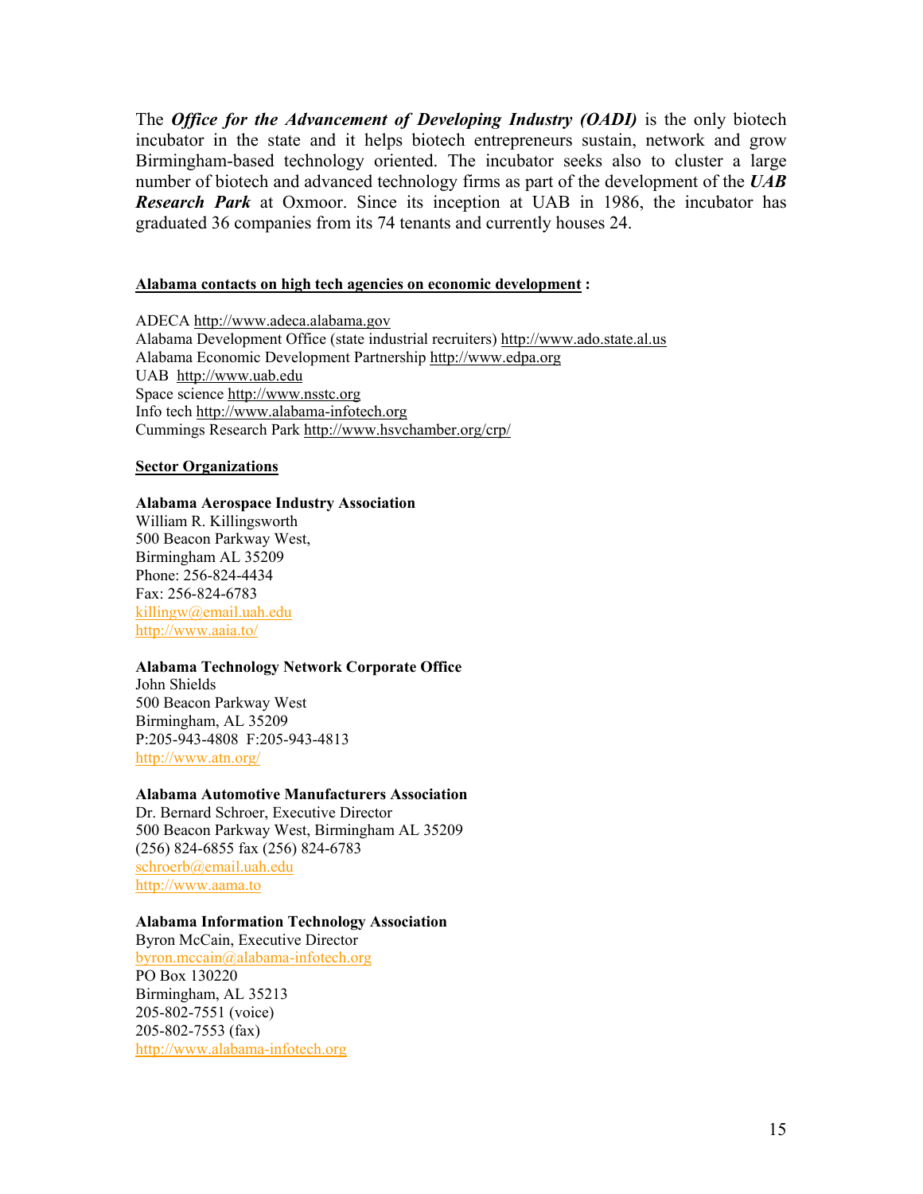The ***Office for the Advancement of Developing Industry (OADI)*** is the only biotech incubator in the state and it helps biotech entrepreneurs sustain, network and grow Birmingham-based technology oriented. The incubator seeks also to cluster a large number of biotech and advanced technology firms as part of the development of the ***UAB Research Park*** at Oxmoor. Since its inception at UAB in 1986, the incubator has graduated 36 companies from its 74 tenants and currently houses 24.

**Alabama contacts on high tech agencies on economic development :**

ADECA http://www.adeca.alabama.gov
Alabama Development Office (state industrial recruiters) http://www.ado.state.al.us
Alabama Economic Development Partnership http://www.edpa.org
UAB http://www.uab.edu
Space science http://www.nsstc.org
Info tech http://www.alabama-infotech.org
Cummings Research Park http://www.hsvchamber.org/crp/

**Sector Organizations**

**Alabama Aerospace Industry Association**
William R. Killingsworth
500 Beacon Parkway West,
Birmingham AL 35209
Phone: 256-824-4434
Fax: 256-824-6783
killingw@email.uah.edu
http://www.aaia.to/

**Alabama Technology Network Corporate Office**
John Shields
500 Beacon Parkway West
Birmingham, AL 35209
P:205-943-4808 F:205-943-4813
http://www.atn.org/

**Alabama Automotive Manufacturers Association**
Dr. Bernard Schroer, Executive Director
500 Beacon Parkway West, Birmingham AL 35209
(256) 824-6855 fax (256) 824-6783
schroerb@email.uah.edu
http://www.aama.to

**Alabama Information Technology Association**
Byron McCain, Executive Director
byron.mccain@alabama-infotech.org
PO Box 130220
Birmingham, AL 35213
205-802-7551 (voice)
205-802-7553 (fax)
http://www.alabama-infotech.org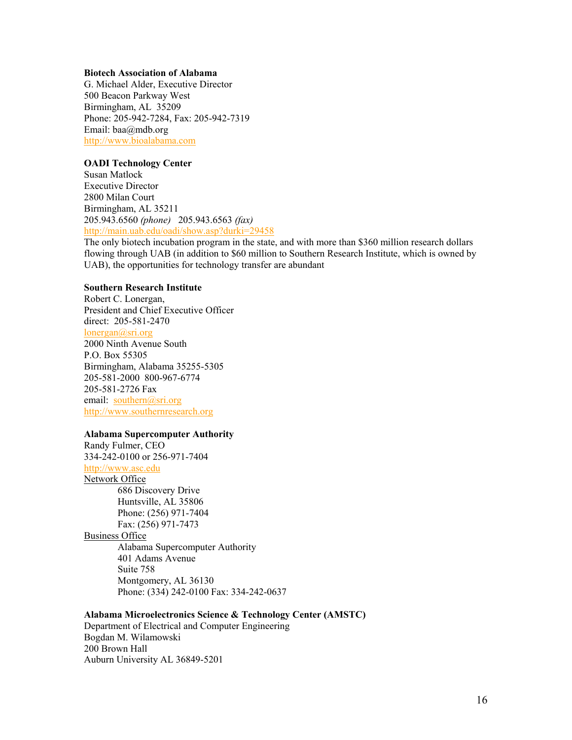**Biotech Association of Alabama**
G. Michael Alder, Executive Director
500 Beacon Parkway West
Birmingham, AL 35209
Phone: 205-942-7284, Fax: 205-942-7319
Email: baa@mdb.org
http://www.bioalabama.com

**OADI Technology Center**
Susan Matlock
Executive Director
2800 Milan Court
Birmingham, AL 35211
205.943.6560 *(phone)* 205.943.6563 *(fax)*
http://main.uab.edu/oadi/show.asp?durki=29458
The only biotech incubation program in the state, and with more than $360 million research dollars flowing through UAB (in addition to $60 million to Southern Research Institute, which is owned by UAB), the opportunities for technology transfer are abundant

**Southern Research Institute**
Robert C. Lonergan,
President and Chief Executive Officer
direct: 205-581-2470
lonergan@sri.org
2000 Ninth Avenue South
P.O. Box 55305
Birmingham, Alabama 35255-5305
205-581-2000 800-967-6774
205-581-2726 Fax
email: southern@sri.org
http://www.southernresearch.org

**Alabama Supercomputer Authority**
Randy Fulmer, CEO
334-242-0100 or 256-971-7404
http://www.asc.edu
Network Office

> 686 Discovery Drive
> Huntsville, AL 35806
> Phone: (256) 971-7404
> Fax: (256) 971-7473

Business Office

> Alabama Supercomputer Authority
> 401 Adams Avenue
> Suite 758
> Montgomery, AL 36130
> Phone: (334) 242-0100 Fax: 334-242-0637

**Alabama Microelectronics Science & Technology Center (AMSTC)**
Department of Electrical and Computer Engineering
Bogdan M. Wilamowski
200 Brown Hall
Auburn University AL 36849-5201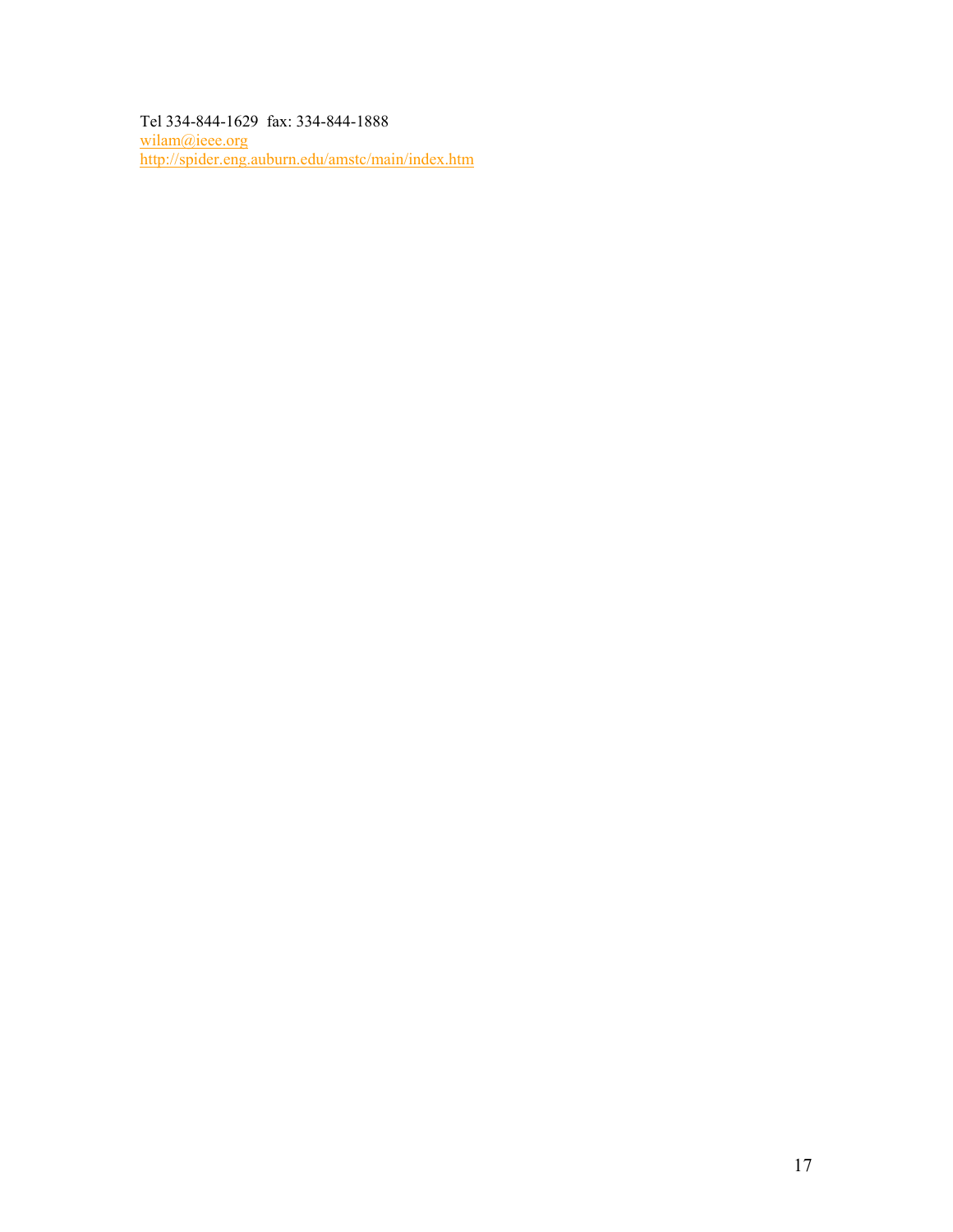Tel 334-844-1629 fax: 334-844-1888
wilam@ieee.org
http://spider.eng.auburn.edu/amstc/main/index.htm